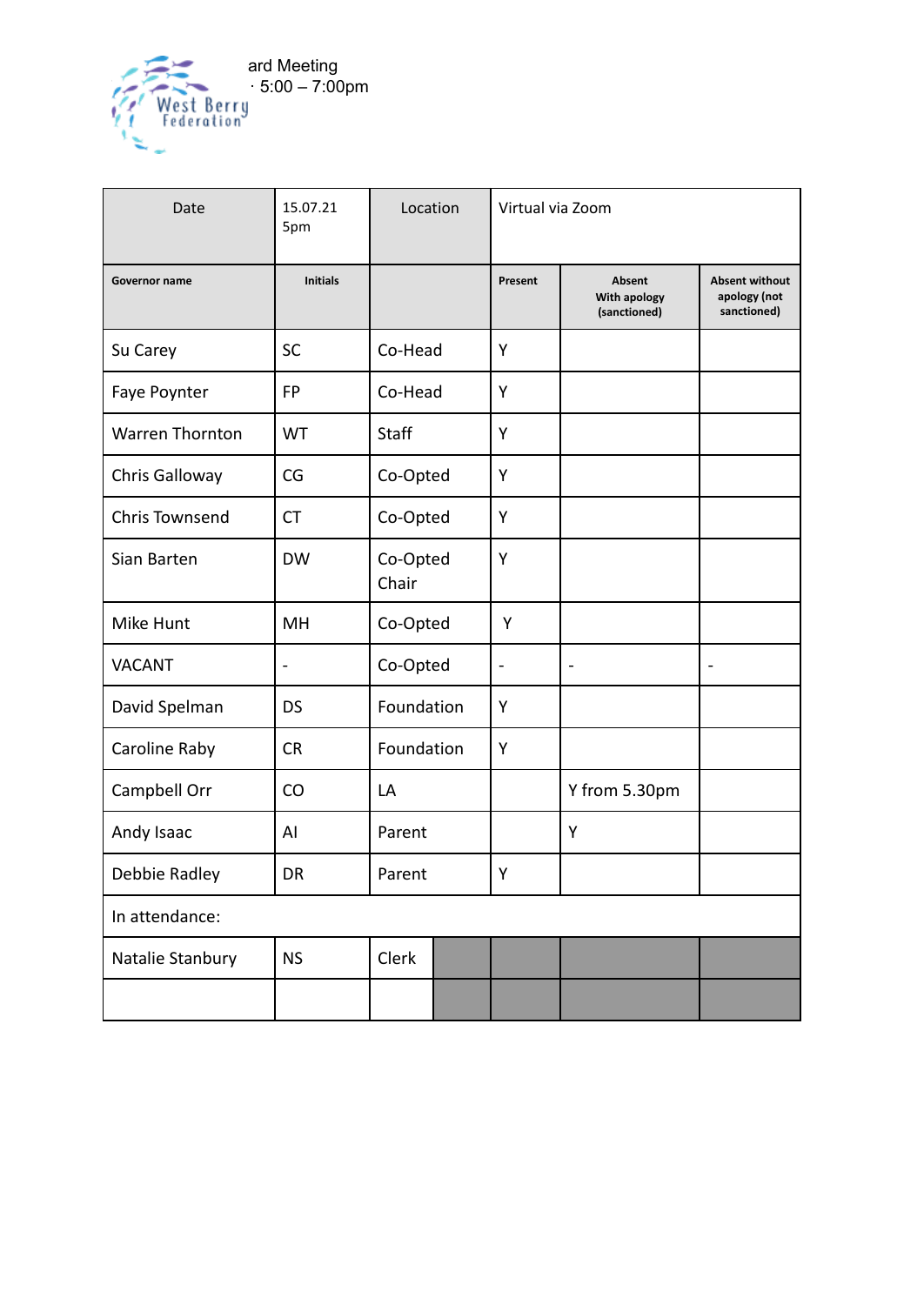ard Meeting
· 5:00 – 7:00pm

| Date | 15.07.21 5pm | Location | Virtual via Zoom | | |
|---|---|---|---|---|---|
| **Governor name** | **Initials** | | **Present** | **Absent With apology (sanctioned)** | **Absent without apology (not sanctioned)** |
| Su Carey | SC | Co-Head | Y | | |
| Faye Poynter | FP | Co-Head | Y | | |
| Warren Thornton | WT | Staff | Y | | |
| Chris Galloway | CG | Co-Opted | Y | | |
| Chris Townsend | CT | Co-Opted | Y | | |
| Sian Barten | DW | Co-Opted Chair | Y | | |
| Mike Hunt | MH | Co-Opted | Y | | |
| VACANT | - | Co-Opted | - | - | - |
| David Spelman | DS | Foundation | Y | | |
| Caroline Raby | CR | Foundation | Y | | |
| Campbell Orr | CO | LA | | Y from 5.30pm | |
| Andy Isaac | AI | Parent | | Y | |
| Debbie Radley | DR | Parent | Y | | |
| In attendance: | | | | | |
| Natalie Stanbury | NS | Clerk | | | |
| | | | | | |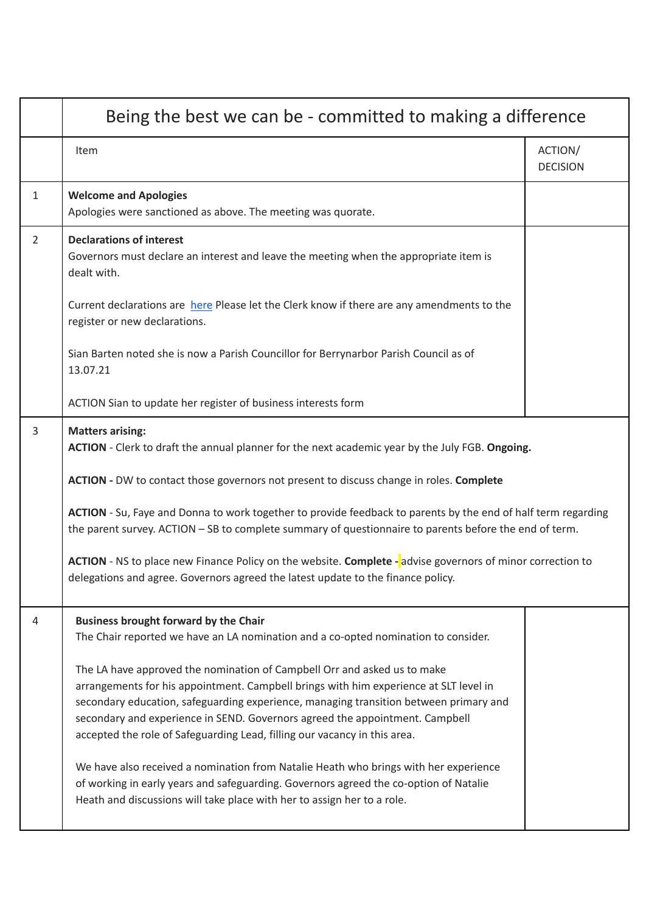| | Being the best we can be - committed to making a difference | |
|---|---|---|
| | Item | ACTION/ DECISION |
| 1 | **Welcome and Apologies**<br>Apologies were sanctioned as above. The meeting was quorate. | |
| 2 | **Declarations of interest**<br>Governors must declare an interest and leave the meeting when the appropriate item is dealt with.<br><br>Current declarations are here Please let the Clerk know if there are any amendments to the register or new declarations.<br><br>Sian Barten noted she is now a Parish Councillor for Berrynarbor Parish Council as of 13.07.21<br><br>ACTION Sian to update her register of business interests form | |
| 3 | **Matters arising:**<br>**ACTION** - Clerk to draft the annual planner for the next academic year by the July FGB. **Ongoing.**<br><br>**ACTION -** DW to contact those governors not present to discuss change in roles. **Complete**<br><br>**ACTION** - Su, Faye and Donna to work together to provide feedback to parents by the end of half term regarding the parent survey. ACTION – SB to complete summary of questionnaire to parents before the end of term.<br><br>**ACTION** - NS to place new Finance Policy on the website. **Complete -** advise governors of minor correction to delegations and agree. Governors agreed the latest update to the finance policy. | |
| 4 | **Business brought forward by the Chair**<br>The Chair reported we have an LA nomination and a co-opted nomination to consider.<br><br>The LA have approved the nomination of Campbell Orr and asked us to make arrangements for his appointment. Campbell brings with him experience at SLT level in secondary education, safeguarding experience, managing transition between primary and secondary and experience in SEND. Governors agreed the appointment. Campbell accepted the role of Safeguarding Lead, filling our vacancy in this area.<br><br>We have also received a nomination from Natalie Heath who brings with her experience of working in early years and safeguarding. Governors agreed the co-option of Natalie Heath and discussions will take place with her to assign her to a role. | |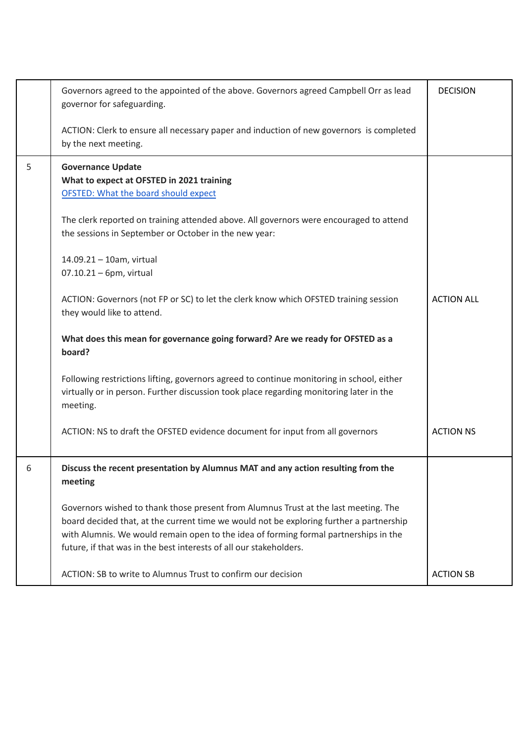| | | |
|---|---|---|
| | Governors agreed to the appointed of the above. Governors agreed Campbell Orr as lead governor for safeguarding.<br><br>ACTION: Clerk to ensure all necessary paper and induction of new governors is completed by the next meeting. | DECISION |
| 5 | **Governance Update**<br>**What to expect at OFSTED in 2021 training**<br>[OFSTED: What the board should expect]()<br><br>The clerk reported on training attended above. All governors were encouraged to attend the sessions in September or October in the new year:<br><br>14.09.21 – 10am, virtual<br>07.10.21 – 6pm, virtual<br><br>ACTION: Governors (not FP or SC) to let the clerk know which OFSTED training session they would like to attend.<br><br>**What does this mean for governance going forward? Are we ready for OFSTED as a board?**<br><br>Following restrictions lifting, governors agreed to continue monitoring in school, either virtually or in person. Further discussion took place regarding monitoring later in the meeting.<br><br>ACTION: NS to draft the OFSTED evidence document for input from all governors | ACTION ALL<br><br>ACTION NS |
| 6 | **Discuss the recent presentation by Alumnus MAT and any action resulting from the meeting**<br><br>Governors wished to thank those present from Alumnus Trust at the last meeting. The board decided that, at the current time we would not be exploring further a partnership with Alumnis. We would remain open to the idea of forming formal partnerships in the future, if that was in the best interests of all our stakeholders.<br><br>ACTION: SB to write to Alumnus Trust to confirm our decision | ACTION SB |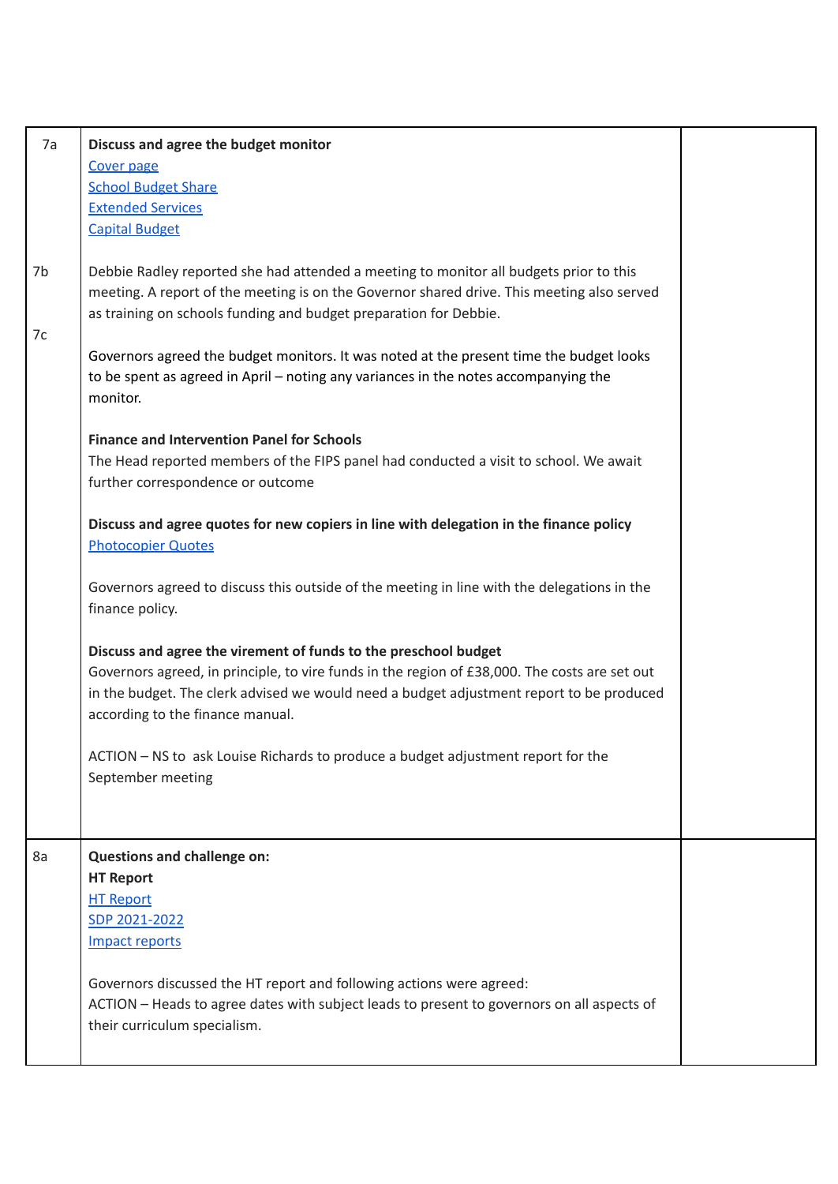| | | |
|---|---|---|
| 7a<br><br><br><br><br><br>7b<br><br><br>7c | **Discuss and agree the budget monitor**<br>Cover page<br>School Budget Share<br>Extended Services<br>Capital Budget<br><br>Debbie Radley reported she had attended a meeting to monitor all budgets prior to this meeting. A report of the meeting is on the Governor shared drive. This meeting also served as training on schools funding and budget preparation for Debbie.<br><br>Governors agreed the budget monitors. It was noted at the present time the budget looks to be spent as agreed in April – noting any variances in the notes accompanying the monitor.<br><br>**Finance and Intervention Panel for Schools**<br>The Head reported members of the FIPS panel had conducted a visit to school. We await further correspondence or outcome<br><br>**Discuss and agree quotes for new copiers in line with delegation in the finance policy**<br>Photocopier Quotes<br><br>Governors agreed to discuss this outside of the meeting in line with the delegations in the finance policy.<br><br>**Discuss and agree the virement of funds to the preschool budget**<br>Governors agreed, in principle, to vire funds in the region of £38,000. The costs are set out in the budget. The clerk advised we would need a budget adjustment report to be produced according to the finance manual.<br><br>ACTION – NS to ask Louise Richards to produce a budget adjustment report for the September meeting | |
| 8a | **Questions and challenge on:**<br>**HT Report**<br>HT Report<br>SDP 2021-2022<br>Impact reports<br><br>Governors discussed the HT report and following actions were agreed:<br>ACTION – Heads to agree dates with subject leads to present to governors on all aspects of their curriculum specialism. | |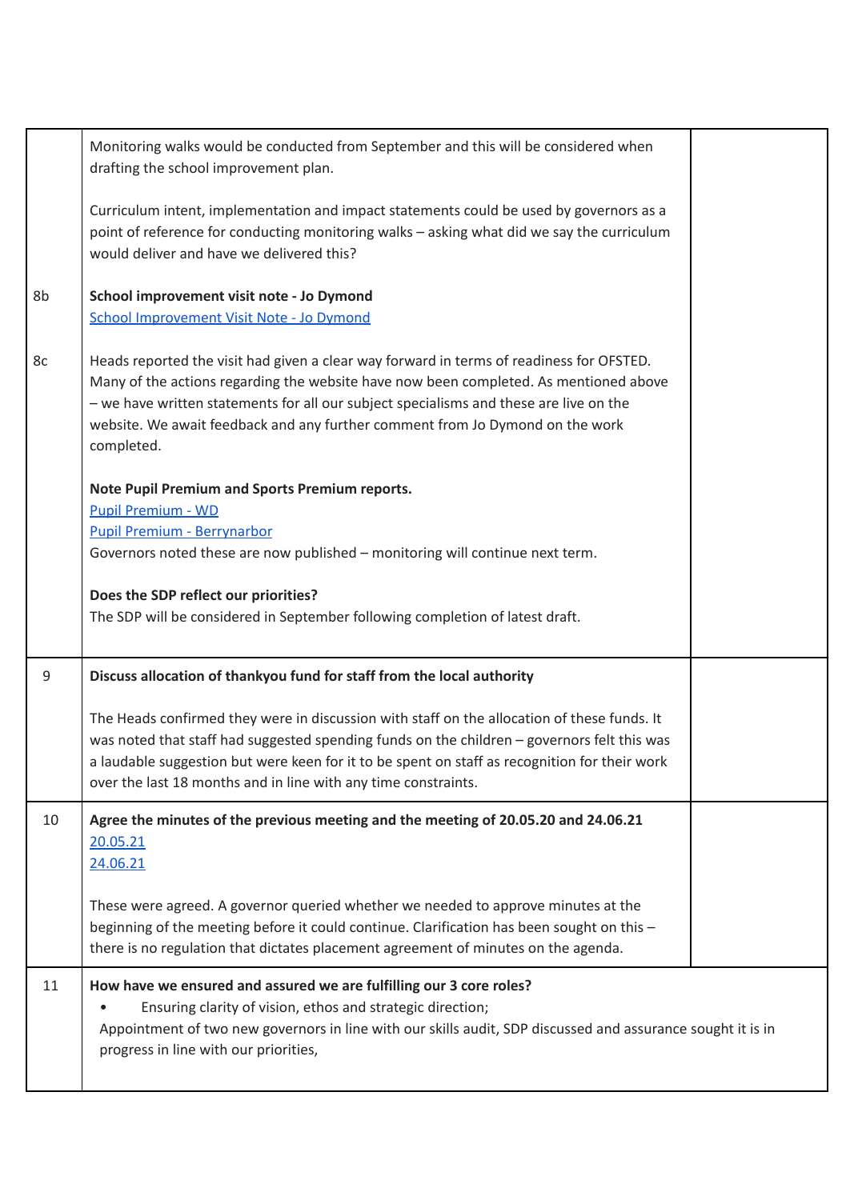| | | |
|---|---|---|
| | Monitoring walks would be conducted from September and this will be considered when drafting the school improvement plan.<br><br>Curriculum intent, implementation and impact statements could be used by governors as a point of reference for conducting monitoring walks – asking what did we say the curriculum would deliver and have we delivered this? | |
| 8b | **School improvement visit note - Jo Dymond**<br>School Improvement Visit Note - Jo Dymond | |
| 8c | Heads reported the visit had given a clear way forward in terms of readiness for OFSTED. Many of the actions regarding the website have now been completed. As mentioned above – we have written statements for all our subject specialisms and these are live on the website. We await feedback and any further comment from Jo Dymond on the work completed.<br><br>**Note Pupil Premium and Sports Premium reports.**<br>Pupil Premium - WD<br>Pupil Premium - Berrynarbor<br>Governors noted these are now published – monitoring will continue next term.<br><br>**Does the SDP reflect our priorities?**<br>The SDP will be considered in September following completion of latest draft. | |
| 9 | **Discuss allocation of thankyou fund for staff from the local authority**<br><br>The Heads confirmed they were in discussion with staff on the allocation of these funds. It was noted that staff had suggested spending funds on the children – governors felt this was a laudable suggestion but were keen for it to be spent on staff as recognition for their work over the last 18 months and in line with any time constraints. | |
| 10 | **Agree the minutes of the previous meeting and the meeting of 20.05.20 and 24.06.21**<br>20.05.21<br>24.06.21<br><br>These were agreed. A governor queried whether we needed to approve minutes at the beginning of the meeting before it could continue. Clarification has been sought on this – there is no regulation that dictates placement agreement of minutes on the agenda. | |
| 11 | **How have we ensured and assured we are fulfilling our 3 core roles?**<br>• Ensuring clarity of vision, ethos and strategic direction;<br>Appointment of two new governors in line with our skills audit, SDP discussed and assurance sought it is in progress in line with our priorities, | |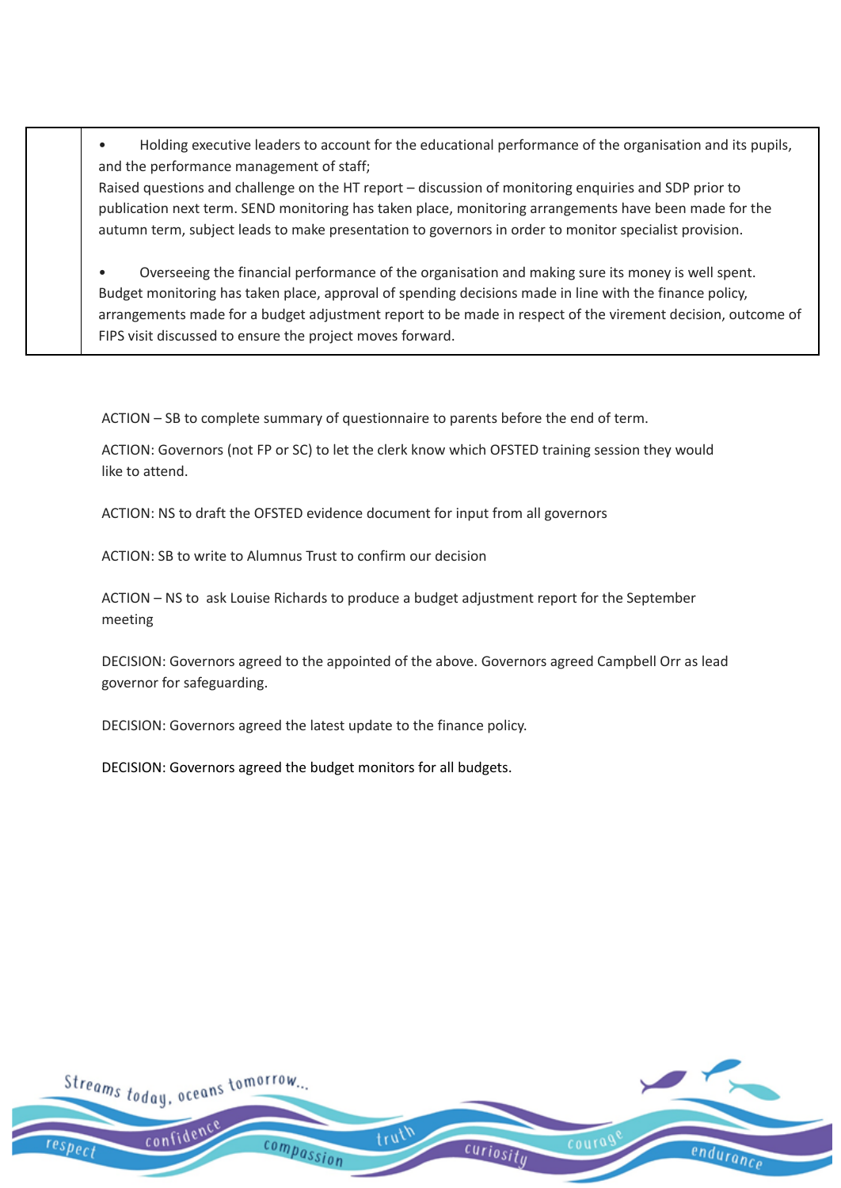| | |
|---|---|
| | • Holding executive leaders to account for the educational performance of the organisation and its pupils, and the performance management of staff;<br>Raised questions and challenge on the HT report – discussion of monitoring enquiries and SDP prior to publication next term. SEND monitoring has taken place, monitoring arrangements have been made for the autumn term, subject leads to make presentation to governors in order to monitor specialist provision.<br><br>• Overseeing the financial performance of the organisation and making sure its money is well spent.<br>Budget monitoring has taken place, approval of spending decisions made in line with the finance policy, arrangements made for a budget adjustment report to be made in respect of the virement decision, outcome of FIPS visit discussed to ensure the project moves forward. |

ACTION – SB to complete summary of questionnaire to parents before the end of term.

ACTION: Governors (not FP or SC) to let the clerk know which OFSTED training session they would like to attend.

ACTION: NS to draft the OFSTED evidence document for input from all governors

ACTION: SB to write to Alumnus Trust to confirm our decision

ACTION – NS to ask Louise Richards to produce a budget adjustment report for the September meeting

DECISION: Governors agreed to the appointed of the above. Governors agreed Campbell Orr as lead governor for safeguarding.

DECISION: Governors agreed the latest update to the finance policy.

DECISION: Governors agreed the budget monitors for all budgets.